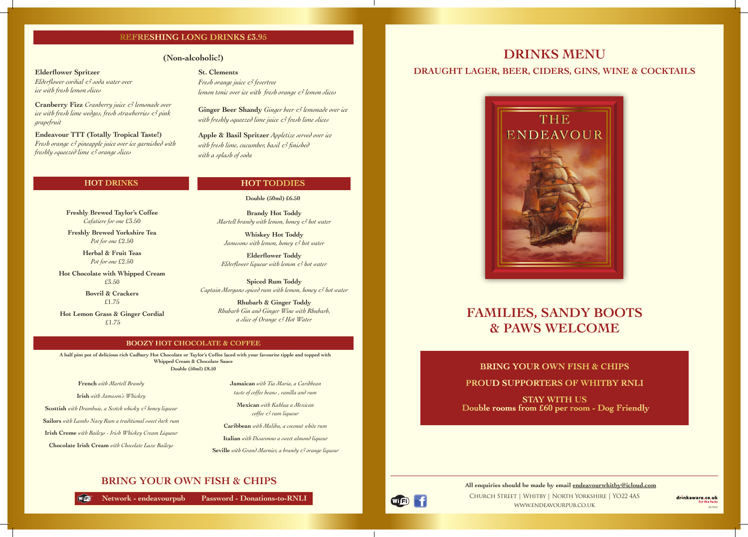## REFRESHING LONG DRINKS £3.95

**(Non-alcoholic!)**

**Elderflower Spritzer**
*Elderflower cordial & soda water over ice with fresh lemon slices*

**Cranberry Fizz** *Cranberry juice & lemonade over ice with fresh lime wedges, fresh strawberries & pink grapefruit*

**Endeavour TTT (Totally Tropical Taste!)**
*Fresh orange & pineapple juice over ice garnished with freshly squeezed lime & orange slices*

**St. Clements**
*Fresh orange juice & fevertree lemon tonic over ice with fresh orange & lemon slices*

**Ginger Beer Shandy** *Ginger beer & lemonade over ice with freshly squeezed lime juice & fresh lime slices*

**Apple & Basil Spritzer** *Appletize served over ice with fresh lime, cucumber, basil & finished with a splash of soda*

## HOT DRINKS

**Freshly Brewed Taylor's Coffee**
*Cafatiere for one* £3.50

**Freshly Brewed Yorkshire Tea**
*Pot for one* £2.50

**Herbal & Fruit Teas**
*Pot for one* £2.50

**Hot Chocolate with Whipped Cream**
£3.50

**Bovril & Crackers**
£1.75

**Hot Lemon Grass & Ginger Cordial**
£1.75

## HOT TODDIES

**Double (50ml) £6.50**

**Brandy Hot Toddy**
*Martell brandy with lemon, honey & hot water*

**Whiskey Hot Toddy**
*Jamesons with lemon, honey & hot water*

**Elderflower Toddy**
*Elderflower liqueur with lemon & hot water*

**Spiced Rum Toddy**
*Captain Morgans spiced rum with lemon, honey & hot water*

**Rhubarb & Ginger Toddy**
*Rhubarb Gin and Ginger Wine with Rhubarb, a slice of Orange & Hot Water*

## BOOZY HOT CHOCOLATE & COFFEE

**A half pint pot of delicious rich Cadbury Hot Chocolate or Taylor's Coffee laced with your favourite tipple and topped with Whipped Cream & Chocolate Sauce**
**Double (50ml) £8.50**

**French** *with Martell Brandy*

**Irish** *with Jameson's Whiskey*

**Scottish** *with Drambuie, a Scotch whisky & honey liqueur*

**Sailors** *with Lambs Navy Rum a traditional sweet dark rum*

**Irish Creme** *with Baileys - Irish Whiskey Cream Liqueur*

**Chocolate Irish Cream** *with Chocolate Luxe Baileys*

**Jamaican** *with Tia Maria, a Caribbean taste of coffee beans, vanilla and rum*

**Mexican** *with Kahlua a Mexican coffee & rum liqueur*

**Caribbean** *with Malibu, a coconut white rum*

**Italian** *with Disaronno a sweet almond liqueur*

**Seville** *with Grand Marnier, a brandy & orange liqueur*

## BRING YOUR OWN FISH & CHIPS

**Network - endeavourpub** **Password - Donations-to-RNLI**

# DRINKS MENU

## DRAUGHT LAGER, BEER, CIDERS, GINS, WINE & COCKTAILS

THE ENDEAVOUR

## FAMILIES, SANDY BOOTS & PAWS WELCOME

**BRING YOUR OWN FISH & CHIPS**

**PROUD SUPPORTERS OF WHITBY RNLI**

**STAY WITH US**
**Double rooms from £60 per room - Dog Friendly**

**All enquiries should be made by email endeavourwhitby@icloud.com**

Church Street | Whitby | North Yorkshire | YO22 4AS
www.endeavourpub.co.uk

drinkaware.co.uk for the facts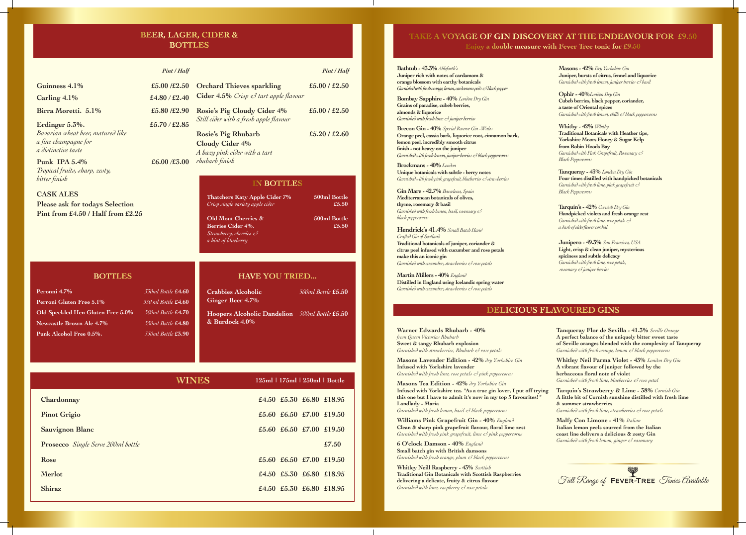## BEER, LAGER, CIDER & BOTTLES

| | Pint / Half |
|---|---|
| **Guinness 4.1%** | £5.00 /£2.50 |
| **Carling 4.1%** | £4.80 / £2.40 |
| **Birra Moretti. 5.1%** | £5.80 /£2.90 |
| **Erdinger 5.3%.** *Bavarian wheat beer, matured like a fine champagne for a distinctive taste* | £5.70 / £2.85 |
| **Punk IPA 5.4%** *Tropical fruits, sharp, zesty, bitter finish* | £6.00 /£3.00 |

**CASK ALES**
**Please ask for todays Selection**
**Pint from £4.50 / Half from £2.25**

| | Pint / Half |
|---|---|
| **Orchard Thieves sparkling Cider 4.5%** *Crisp & tart apple flavour* | £5.00 / £2.50 |
| **Rosie's Pig Cloudy Cider 4%** *Still cider with a fresh apple flavour* | £5.00 / £2.50 |
| **Rosie's Pig Rhubarb Cloudy Cider 4%** *A hazy pink cider with a tart rhubarb finish* | £5.20 / £2.60 |

### IN BOTTLES

| | |
|---|---|
| **Thatchers Katy Apple Cider 7%** *Crisp single variety apple cider* | 500ml Bottle £5.50 |
| **Old Mout Cherries & Berries Cider 4%.** *Strawberry, cherries & a hint of blueberry* | 500ml Bottle £5.50 |

### BOTTLES

| | |
|---|---|
| **Peroni 4.7%** | *330ml Bottle* £4.60 |
| **Perroni Gluten Free 5.1%** | *330 ml Bottle* £4.60 |
| **Old Speckled Hen Gluten Free 5.0%** | *500ml Bottle* £4.70 |
| **Newcastle Brown Ale 4.7%** | *550ml Bottle* £4.80 |
| **Punk Alcohol Free 0.5%.** | *330ml Bottle* £3.90 |

### HAVE YOU TRIED...

| | |
|---|---|
| **Crabbies Alcoholic Ginger Beer 4.7%** | *500ml Bottle* £5.50 |
| **Hoopers Alcoholic Dandelion & Burdock 4.0%** | *500ml Bottle* £5.50 |

## WINES

| | 125ml | 175ml | 250ml | Bottle |
|---|---|---|---|---|
| **Chardonnay** | £4.50 | £5.30 | £6.80 | £18.95 |
| **Pinot Grigio** | £5.60 | £6.50 | £7.00 | £19.50 |
| **Sauvignon Blanc** | £5.60 | £6.50 | £7.00 | £19.50 |
| **Prosecco** *Single Serve 200ml bottle* | | | | £7.50 |
| **Rose** | £5.60 | £6.50 | £7.00 | £19.50 |
| **Merlot** | £4.50 | £5.30 | £6.80 | £18.95 |
| **Shiraz** | £4.50 | £5.30 | £6.80 | £18.95 |

## TAKE A VOYAGE OF GIN DISCOVERY AT THE ENDEAVOUR FOR £9.50

**Enjoy a double measure with Fever Tree tonic for £9.50**

**Bathtub - 43.3%** *Ableforth's*
**Juniper rich with notes of cardamom & orange blossom with earthy botanicals**
*Garnished with fresh orange, lemon, cardamom peels & black pepper*

**Bombay Sapphire - 40%** *London Dry Gin*
**Grains of paradise, cubeb berries, almonds & liquorice**
*Garnished with fresh lime & juniper berries*

**Brecon Gin - 40%** *Special Reserve Gin -Wales*
**Orange peel, cassia bark, liquorice root, cinnamon bark, lemon peel, incredibly smooth citrus finish - not heavy on the juniper**
*Garnished with fresh lemon, juniper berries & black peppercorns*

**Brockmans - 40%** *London*
**Unique botanicals with subtle - berry notes**
*Garnished with fresh pink grapefruit, blueberries & strawberries*

**Gin Mare - 42.7%** *Barcelona, Spain*
**Mediterranean botanicals of olives, thyme, rosemary & basil**
*Garnished with fresh lemon, basil, rosemary & black peppercorns*

**Hendrick's 41.4%** *Small Batch Hand Crafted Gin of Scotland*
**Traditional botanicals of juniper, coriander & citrus peel infused with cucumber and rose petals make this an iconic gin**
*Garnished with cucumber, strawberries & rose petals*

**Martin Millers - 40%** *England*
**Distilled in England using Icelandic spring water**
*Garnished with cucumber, strawberries & rose petals*

**Masons - 42%** *Dry Yorkshire Gin*
**Juniper, bursts of citrus, fennel and liquorice**
*Garnished with fresh lemon, juniper berries & basil*

**Ophir - 40%** *London Dry Gin*
**Cubeb berries, black pepper, coriander, a taste of Oriental spices**
*Garnished with fresh lemon, chilli & black peppercorns*

**Whitby - 42%** *Whitby*
**Traditional Botanicals with Heather tips, Yorkshire Moors Honey & Sugar Kelp from Robin Hoods Bay**
*Garnished with Pink Grapefruit, Rosemary & Black Peppercorns*

**Tanqueray - 43%** *London Dry Gin*
**Four times distilled with handpicked botanicals**
*Garnished with fresh lime, pink grapefruit & Black Peppercorns*

**Tarquin's - 42%** *Cornish Dry Gin*
**Handpicked violets and fresh orange zest**
*Garnished with fresh lime, rose petals & a dash of elderflower cordial*

**Junipero - 49.3%** *San Francisco, USA*
**Light, crisp & clean juniper, mysterious spiciness and subtle delicacy**
*Garnished with fresh lime, rose petals, rosemary & juniper berries*

## DELICIOUS FLAVOURED GINS

**Warner Edwards Rhubarb - 40%**
*from Queen Victorias Rhubarb*
**Sweet & tangy Rhubarb explosion**
*Garnished with strawberries, Rhubarb & rose petals*

**Masons Lavender Edition - 42%** *dry Yorkshire Gin*
**Infused with Yorkshire lavender**
*Garnished with fresh lime, rose petals & pink peppercorns*

**Masons Tea Edition - 42%** *dry Yorkshire Gin*
**Infused with Yorkshire tea. "As a true gin lover, I put off trying this one but I have to admit it's now in my top 3 favourites!" Landlady - Maria**
*Garnished with fresh lemon, basil & black peppercorns*

**Williams Pink Grapefruit Gin - 40%** *England*
**Clean & sharp pink grapefruit flavour, floral lime zest**
*Garnished with fresh pink grapefruit, lime & pink peppercorns*

**6 O'clock Damson - 40%** *England*
**Small batch gin with British damsons**
*Garnished with fresh orange, plum & black peppercorns*

**Whitley Neill Raspberry - 43%** *Scottish*
**Traditional Gin Botanicals with Scottish Raspberries delivering a delicate, fruity & citrus flavour**
*Garnished with lime, raspberry & rose petals*

**Tanqueray Flor de Sevilla - 41.3%** *Seville Orange*
**A perfect balance of the uniquely bitter sweet taste of Seville oranges blended with the complexity of Tanqueray**
*Garnished with fresh orange, lemon & black peppercorns*

**Whitley Neil Parma Violet - 43%** *London Dry Gin*
**A vibrant flavour of juniper followed by the herbaceous floral note of violet**
*Garnished with fresh lime, blueberries & rose petal*

**Tarquin's Strawberry & Lime - 38%** *Cornish Gin*
**A little bit of Cornish sunshine distilled with fresh lime & summer strawberries**
*Garnished with fresh lime, strawberries & rose petals*

**Malfy Con Limone - 41%** *Italian*
**Italian lemon peels sourced from the Italian coast line delivers a delicious & zesty Gin**
*Garnished with fresh lemon, ginger & rosemary*

*Full Range of* **FEVER-TREE** *Tonics Available*